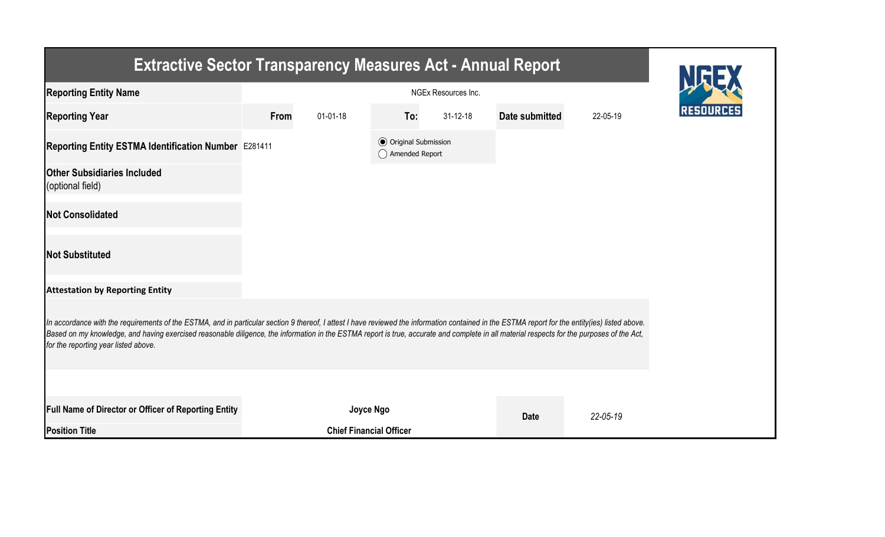# Extractive Sector Transparency Measures Act - Annual Report

| | | | | | | |
|---|---|---|---|---|---|---|
| **Reporting Entity Name** | NGEx Resources Inc. | | | | | |
| **Reporting Year** | **From** | 01-01-18 | **To:** | 31-12-18 | **Date submitted** | 22-05-19 |
| **Reporting Entity ESTMA Identification Number** | E281411 | | ◉ Original Submission<br>○ Amended Report | | | |
| **Other Subsidiaries Included** (optional field) | | | | | | |
| **Not Consolidated** | | | | | | |
| **Not Substituted** | | | | | | |

**Attestation by Reporting Entity**

*In accordance with the requirements of the ESTMA, and in particular section 9 thereof, I attest I have reviewed the information contained in the ESTMA report for the entity(ies) listed above. Based on my knowledge, and having exercised reasonable diligence, the information in the ESTMA report is true, accurate and complete in all material respects for the purposes of the Act, for the reporting year listed above.*

| | | | |
|---|---|---|---|
| **Full Name of Director or Officer of Reporting Entity** | **Joyce Ngo** | **Date** | *22-05-19* |
| **Position Title** | **Chief Financial Officer** | | |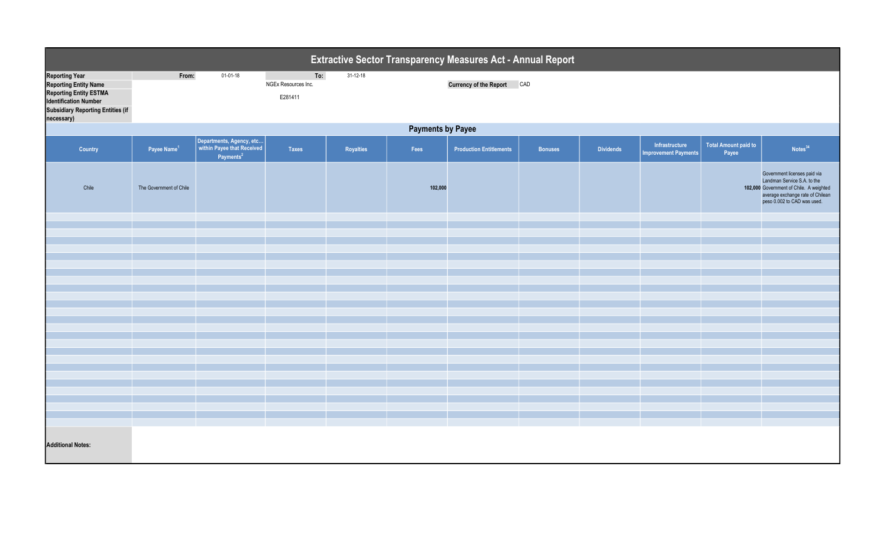# Extractive Sector Transparency Measures Act - Annual Report

| | | | | | |
|---|---|---|---|---|---|
| **Reporting Year** | From: | 01-01-18 | To: | 31-12-18 | |
| **Reporting Entity Name** | | | NGEx Resources Inc. | **Currency of the Report** | CAD |
| **Reporting Entity ESTMA Identification Number** | | | E281411 | | |
| **Subsidiary Reporting Entities (if necessary)** | | | | | |

## Payments by Payee

| Country | Payee Name[1] | Departments, Agency, etc... within Payee that Received Payments[2] | Taxes | Royalties | Fees | Production Entitlements | Bonuses | Dividends | Infrastructure Improvement Payments | Total Amount paid to Payee | Notes[34] |
|---|---|---|---|---|---|---|---|---|---|---|---|
| Chile | The Government of Chile | | | | 102,000 | | | | | 102,000 | Government licenses paid via Landman Service S.A. to the Government of Chile. A weighted average exchange rate of Chilean peso 0.002 to CAD was used. |

**Additional Notes:**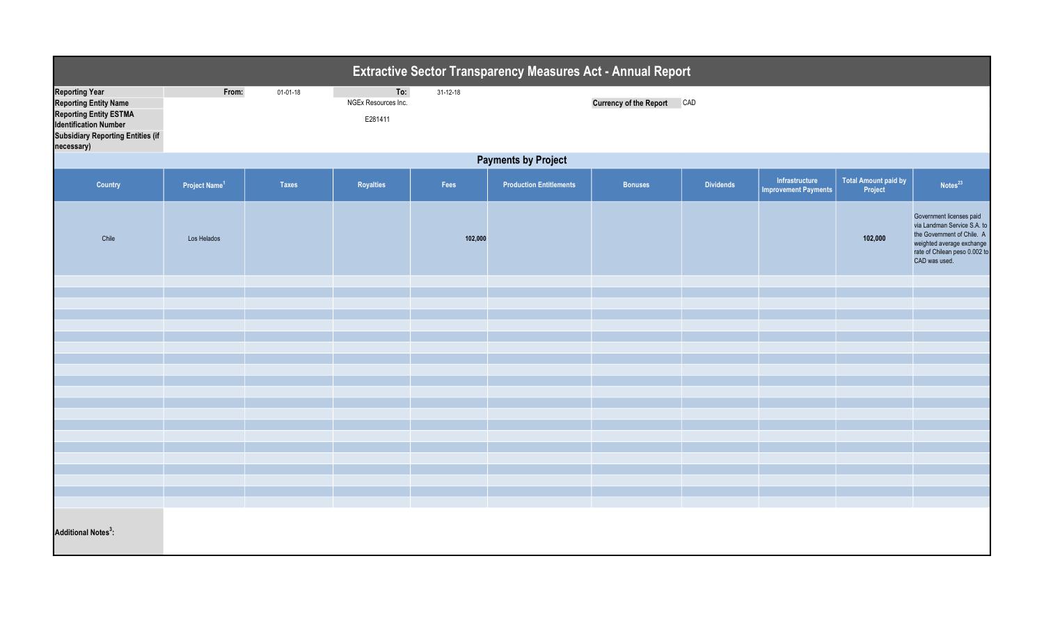# Extractive Sector Transparency Measures Act - Annual Report

| | | | | | |
|---|---|---|---|---|---|
| **Reporting Year** | **From:** | 01-01-18 | **To:** | 31-12-18 | |
| **Reporting Entity Name** | | NGEx Resources Inc. | | **Currency of the Report** | CAD |
| **Reporting Entity ESTMA Identification Number** | | E281411 | | | |
| **Subsidiary Reporting Entities (if necessary)** | | | | | |

## Payments by Project

| Country | Project Name[1] | Taxes | Royalties | Fees | Production Entitlements | Bonuses | Dividends | Infrastructure Improvement Payments | Total Amount paid by Project | Notes[23] |
|---|---|---|---|---|---|---|---|---|---|---|
| Chile | Los Helados | | | **102,000** | | | | | **102,000** | Government licenses paid via Landman Service S.A. to the Government of Chile. A weighted average exchange rate of Chilean peso 0.002 to CAD was used. |

**Additional Notes[3]:**